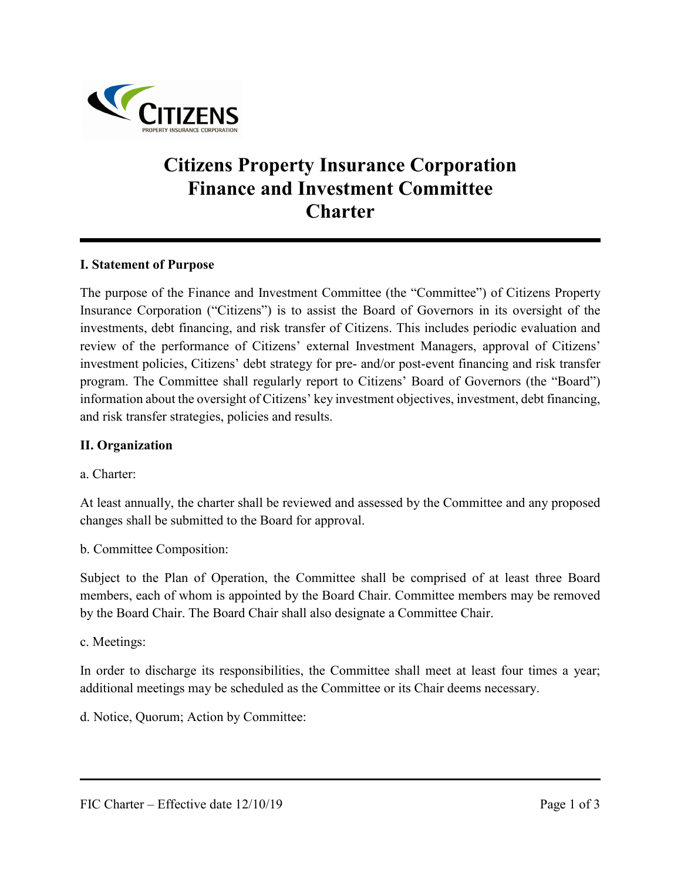# Citizens Property Insurance Corporation
# Finance and Investment Committee
# Charter

---

**I. Statement of Purpose**

The purpose of the Finance and Investment Committee (the "Committee") of Citizens Property Insurance Corporation ("Citizens") is to assist the Board of Governors in its oversight of the investments, debt financing, and risk transfer of Citizens. This includes periodic evaluation and review of the performance of Citizens' external Investment Managers, approval of Citizens' investment policies, Citizens' debt strategy for pre- and/or post-event financing and risk transfer program. The Committee shall regularly report to Citizens' Board of Governors (the "Board") information about the oversight of Citizens' key investment objectives, investment, debt financing, and risk transfer strategies, policies and results.

**II. Organization**

a. Charter:

At least annually, the charter shall be reviewed and assessed by the Committee and any proposed changes shall be submitted to the Board for approval.

b. Committee Composition:

Subject to the Plan of Operation, the Committee shall be comprised of at least three Board members, each of whom is appointed by the Board Chair. Committee members may be removed by the Board Chair. The Board Chair shall also designate a Committee Chair.

c. Meetings:

In order to discharge its responsibilities, the Committee shall meet at least four times a year; additional meetings may be scheduled as the Committee or its Chair deems necessary.

d. Notice, Quorum; Action by Committee: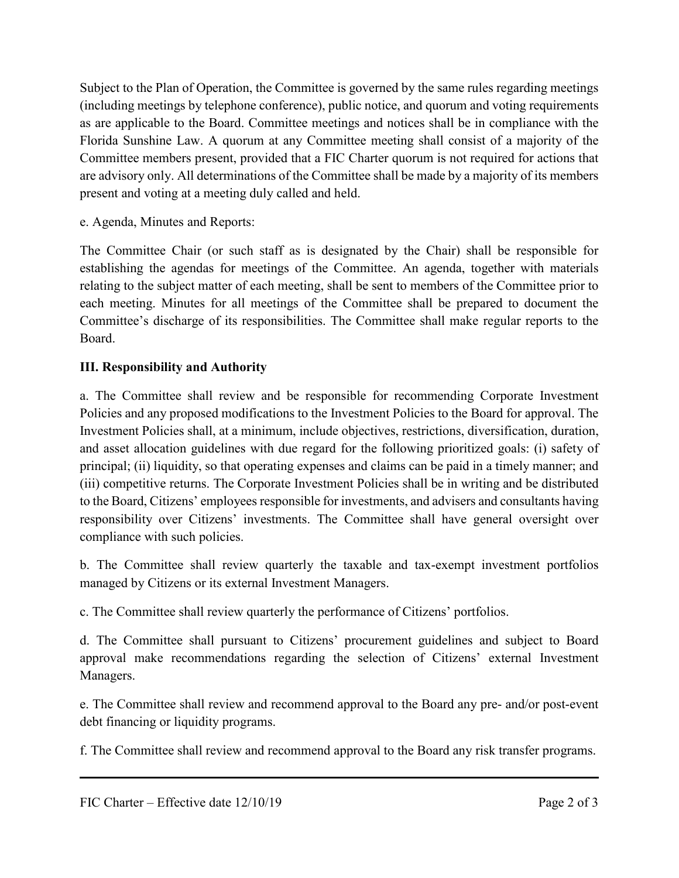Subject to the Plan of Operation, the Committee is governed by the same rules regarding meetings (including meetings by telephone conference), public notice, and quorum and voting requirements as are applicable to the Board. Committee meetings and notices shall be in compliance with the Florida Sunshine Law. A quorum at any Committee meeting shall consist of a majority of the Committee members present, provided that a FIC Charter quorum is not required for actions that are advisory only. All determinations of the Committee shall be made by a majority of its members present and voting at a meeting duly called and held.

e. Agenda, Minutes and Reports:

The Committee Chair (or such staff as is designated by the Chair) shall be responsible for establishing the agendas for meetings of the Committee. An agenda, together with materials relating to the subject matter of each meeting, shall be sent to members of the Committee prior to each meeting. Minutes for all meetings of the Committee shall be prepared to document the Committee's discharge of its responsibilities. The Committee shall make regular reports to the Board.

## III. Responsibility and Authority

a. The Committee shall review and be responsible for recommending Corporate Investment Policies and any proposed modifications to the Investment Policies to the Board for approval. The Investment Policies shall, at a minimum, include objectives, restrictions, diversification, duration, and asset allocation guidelines with due regard for the following prioritized goals: (i) safety of principal; (ii) liquidity, so that operating expenses and claims can be paid in a timely manner; and (iii) competitive returns. The Corporate Investment Policies shall be in writing and be distributed to the Board, Citizens' employees responsible for investments, and advisers and consultants having responsibility over Citizens' investments. The Committee shall have general oversight over compliance with such policies.

b. The Committee shall review quarterly the taxable and tax-exempt investment portfolios managed by Citizens or its external Investment Managers.

c. The Committee shall review quarterly the performance of Citizens' portfolios.

d. The Committee shall pursuant to Citizens' procurement guidelines and subject to Board approval make recommendations regarding the selection of Citizens' external Investment Managers.

e. The Committee shall review and recommend approval to the Board any pre- and/or post-event debt financing or liquidity programs.

f. The Committee shall review and recommend approval to the Board any risk transfer programs.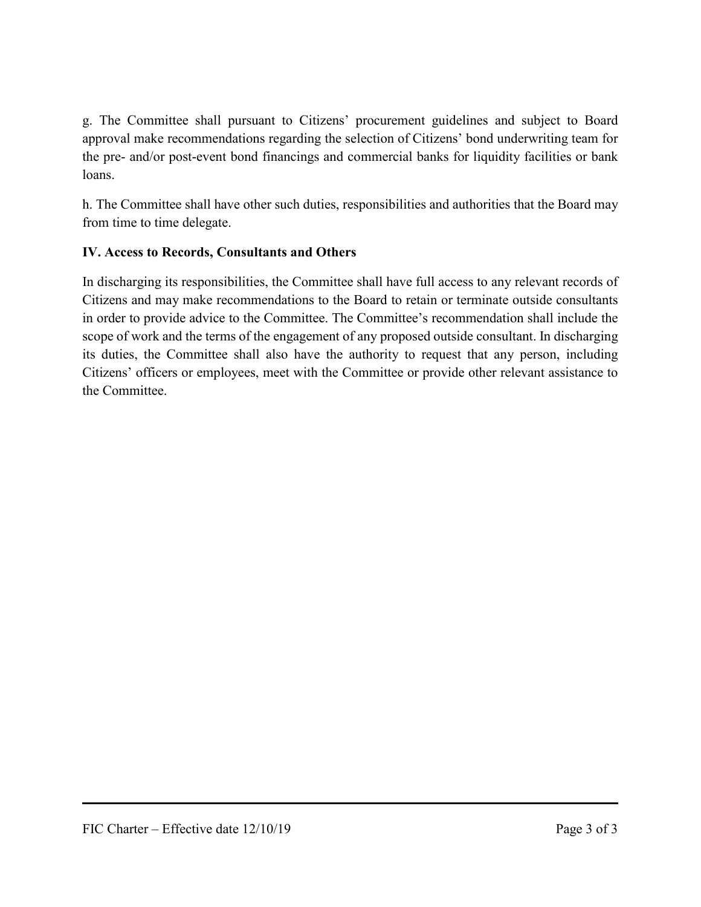g. The Committee shall pursuant to Citizens' procurement guidelines and subject to Board approval make recommendations regarding the selection of Citizens' bond underwriting team for the pre- and/or post-event bond financings and commercial banks for liquidity facilities or bank loans.

h. The Committee shall have other such duties, responsibilities and authorities that the Board may from time to time delegate.

## IV. Access to Records, Consultants and Others

In discharging its responsibilities, the Committee shall have full access to any relevant records of Citizens and may make recommendations to the Board to retain or terminate outside consultants in order to provide advice to the Committee. The Committee's recommendation shall include the scope of work and the terms of the engagement of any proposed outside consultant. In discharging its duties, the Committee shall also have the authority to request that any person, including Citizens' officers or employees, meet with the Committee or provide other relevant assistance to the Committee.